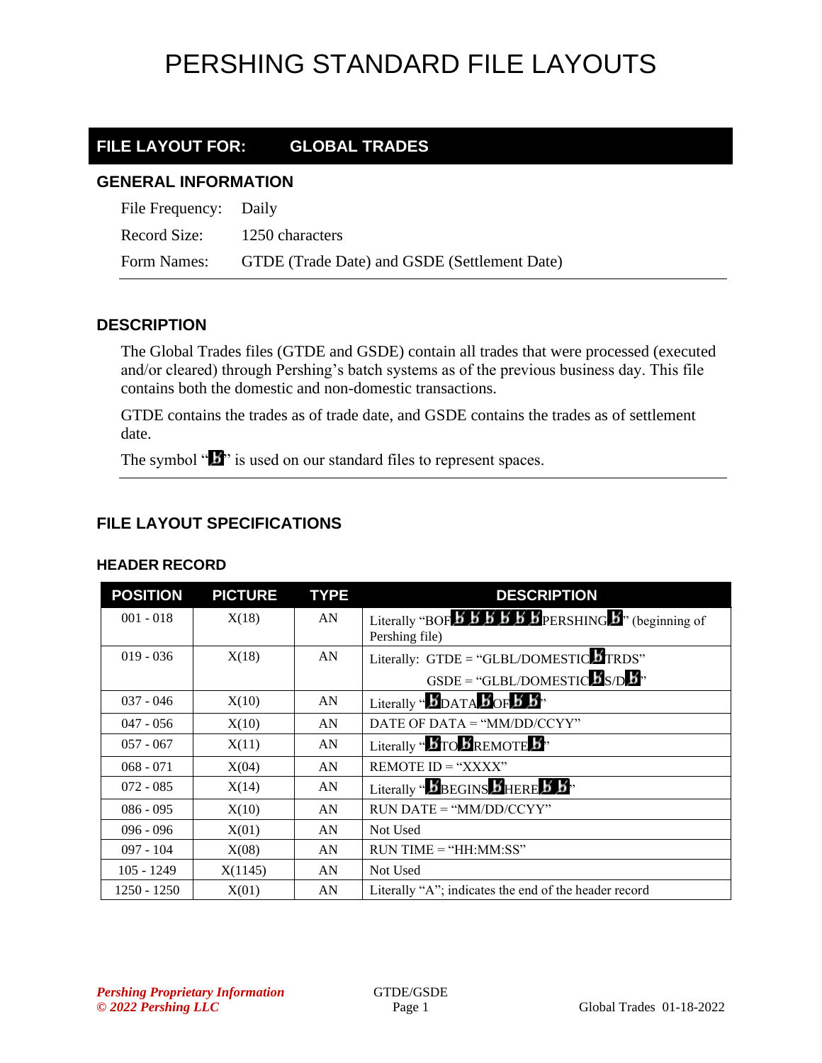# PERSHING STANDARD FILE LAYOUTS

## FILE LAYOUT FOR: GLOBAL TRADES

### GENERAL INFORMATION

File Frequency: Daily

Record Size: 1250 characters

Form Names: GTDE (Trade Date) and GSDE (Settlement Date)

### DESCRIPTION

The Global Trades files (GTDE and GSDE) contain all trades that were processed (executed and/or cleared) through Pershing's batch systems as of the previous business day. This file contains both the domestic and non-domestic transactions.

GTDE contains the trades as of trade date, and GSDE contains the trades as of settlement date.

The symbol "ƀ" is used on our standard files to represent spaces.

### FILE LAYOUT SPECIFICATIONS

#### HEADER RECORD

| POSITION | PICTURE | TYPE | DESCRIPTION |
|---|---|---|---|
| 001 - 018 | X(18) | AN | Literally "BOFƀƀƀƀƀƀPERSHINGƀ" (beginning of Pershing file) |
| 019 - 036 | X(18) | AN | Literally: GTDE = "GLBL/DOMESTICƀTRDS"<br>GSDE = "GLBL/DOMESTICƀS/Dƀ" |
| 037 - 046 | X(10) | AN | Literally "ƀDATAƀOFƀƀ" |
| 047 - 056 | X(10) | AN | DATE OF DATA = "MM/DD/CCYY" |
| 057 - 067 | X(11) | AN | Literally "ƀTOƀREMOTEƀ" |
| 068 - 071 | X(04) | AN | REMOTE ID = "XXXX" |
| 072 - 085 | X(14) | AN | Literally "ƀBEGINSƀHEREƀƀ" |
| 086 - 095 | X(10) | AN | RUN DATE = "MM/DD/CCYY" |
| 096 - 096 | X(01) | AN | Not Used |
| 097 - 104 | X(08) | AN | RUN TIME = "HH:MM:SS" |
| 105 - 1249 | X(1145) | AN | Not Used |
| 1250 - 1250 | X(01) | AN | Literally "A"; indicates the end of the header record |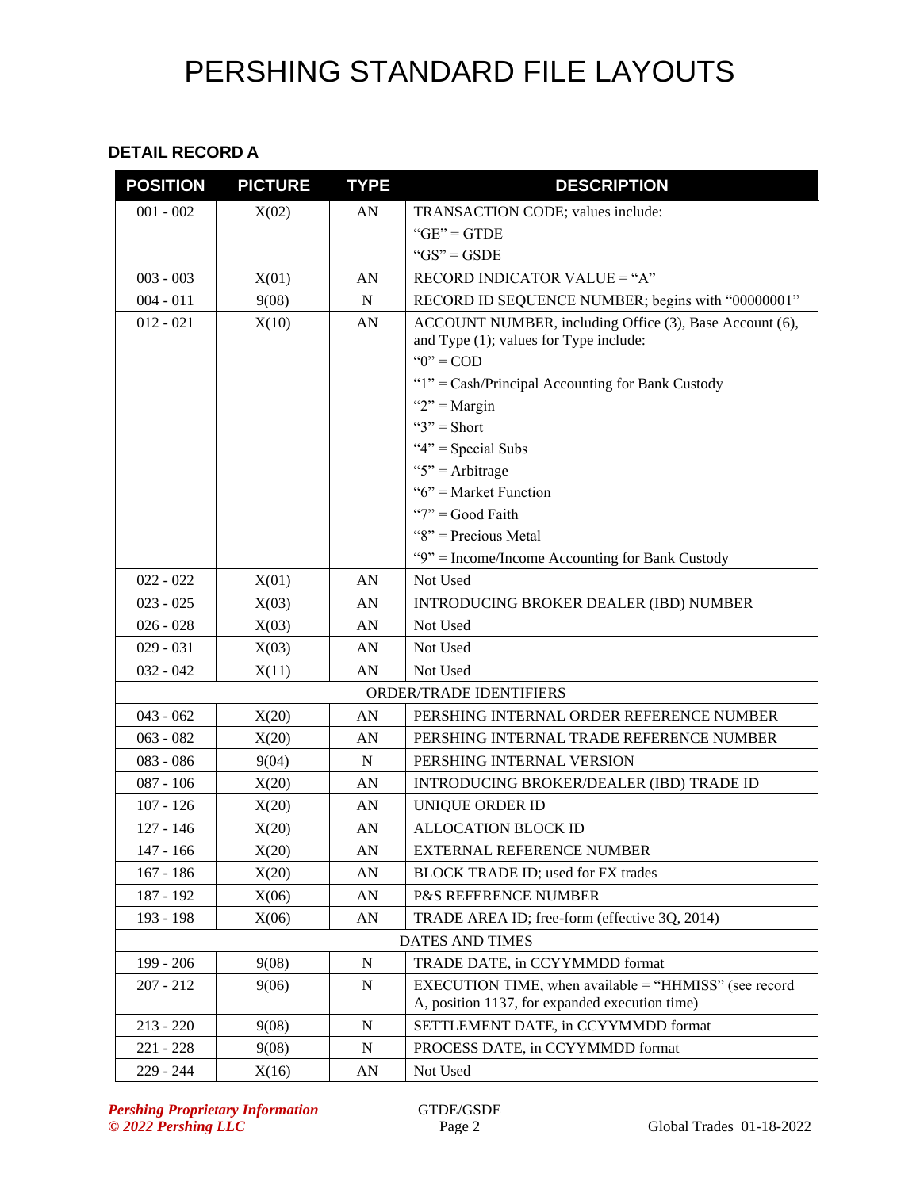# PERSHING STANDARD FILE LAYOUTS

### DETAIL RECORD A

| POSITION | PICTURE | TYPE | DESCRIPTION |
|---|---|---|---|
| 001 - 002 | X(02) | AN | TRANSACTION CODE; values include:<br>"GE" = GTDE<br>"GS" = GSDE |
| 003 - 003 | X(01) | AN | RECORD INDICATOR VALUE = "A" |
| 004 - 011 | 9(08) | N | RECORD ID SEQUENCE NUMBER; begins with "00000001" |
| 012 - 021 | X(10) | AN | ACCOUNT NUMBER, including Office (3), Base Account (6), and Type (1); values for Type include:<br>"0" = COD<br>"1" = Cash/Principal Accounting for Bank Custody<br>"2" = Margin<br>"3" = Short<br>"4" = Special Subs<br>"5" = Arbitrage<br>"6" = Market Function<br>"7" = Good Faith<br>"8" = Precious Metal<br>"9" = Income/Income Accounting for Bank Custody |
| 022 - 022 | X(01) | AN | Not Used |
| 023 - 025 | X(03) | AN | INTRODUCING BROKER DEALER (IBD) NUMBER |
| 026 - 028 | X(03) | AN | Not Used |
| 029 - 031 | X(03) | AN | Not Used |
| 032 - 042 | X(11) | AN | Not Used |
| ORDER/TRADE IDENTIFIERS | | | |
| 043 - 062 | X(20) | AN | PERSHING INTERNAL ORDER REFERENCE NUMBER |
| 063 - 082 | X(20) | AN | PERSHING INTERNAL TRADE REFERENCE NUMBER |
| 083 - 086 | 9(04) | N | PERSHING INTERNAL VERSION |
| 087 - 106 | X(20) | AN | INTRODUCING BROKER/DEALER (IBD) TRADE ID |
| 107 - 126 | X(20) | AN | UNIQUE ORDER ID |
| 127 - 146 | X(20) | AN | ALLOCATION BLOCK ID |
| 147 - 166 | X(20) | AN | EXTERNAL REFERENCE NUMBER |
| 167 - 186 | X(20) | AN | BLOCK TRADE ID; used for FX trades |
| 187 - 192 | X(06) | AN | P&S REFERENCE NUMBER |
| 193 - 198 | X(06) | AN | TRADE AREA ID; free-form (effective 3Q, 2014) |
| DATES AND TIMES | | | |
| 199 - 206 | 9(08) | N | TRADE DATE, in CCYYMMDD format |
| 207 - 212 | 9(06) | N | EXECUTION TIME, when available = "HHMISS" (see record A, position 1137, for expanded execution time) |
| 213 - 220 | 9(08) | N | SETTLEMENT DATE, in CCYYMMDD format |
| 221 - 228 | 9(08) | N | PROCESS DATE, in CCYYMMDD format |
| 229 - 244 | X(16) | AN | Not Used |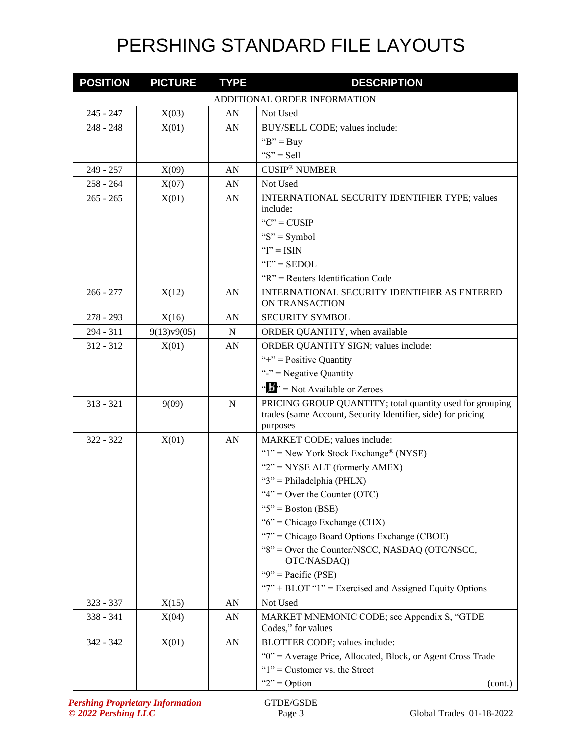# PERSHING STANDARD FILE LAYOUTS

| POSITION | PICTURE | TYPE | DESCRIPTION |
|---|---|---|---|
| ADDITIONAL ORDER INFORMATION | | | |
| 245 - 247 | X(03) | AN | Not Used |
| 248 - 248 | X(01) | AN | BUY/SELL CODE; values include:<br>“B” = Buy<br>“S” = Sell |
| 249 - 257 | X(09) | AN | CUSIP® NUMBER |
| 258 - 264 | X(07) | AN | Not Used |
| 265 - 265 | X(01) | AN | INTERNATIONAL SECURITY IDENTIFIER TYPE; values include:<br>“C” = CUSIP<br>“S” = Symbol<br>“I” = ISIN<br>“E” = SEDOL<br>“R” = Reuters Identification Code |
| 266 - 277 | X(12) | AN | INTERNATIONAL SECURITY IDENTIFIER AS ENTERED ON TRANSACTION |
| 278 - 293 | X(16) | AN | SECURITY SYMBOL |
| 294 - 311 | 9(13)v9(05) | N | ORDER QUANTITY, when available |
| 312 - 312 | X(01) | AN | ORDER QUANTITY SIGN; values include:<br>“+” = Positive Quantity<br>“-” = Negative Quantity<br>“ƀ” = Not Available or Zeroes |
| 313 - 321 | 9(09) | N | PRICING GROUP QUANTITY; total quantity used for grouping trades (same Account, Security Identifier, side) for pricing purposes |
| 322 - 322 | X(01) | AN | MARKET CODE; values include:<br>“1” = New York Stock Exchange® (NYSE)<br>“2” = NYSE ALT (formerly AMEX)<br>“3” = Philadelphia (PHLX)<br>“4” = Over the Counter (OTC)<br>“5” = Boston (BSE)<br>“6” = Chicago Exchange (CHX)<br>“7” = Chicago Board Options Exchange (CBOE)<br>“8” = Over the Counter/NSCC, NASDAQ (OTC/NSCC, OTC/NASDAQ)<br>“9” = Pacific (PSE)<br>“7” + BLOT “1” = Exercised and Assigned Equity Options |
| 323 - 337 | X(15) | AN | Not Used |
| 338 - 341 | X(04) | AN | MARKET MNEMONIC CODE; see Appendix S, “GTDE Codes,” for values |
| 342 - 342 | X(01) | AN | BLOTTER CODE; values include:<br>“0” = Average Price, Allocated, Block, or Agent Cross Trade<br>“1” = Customer vs. the Street<br>“2” = Option (cont.) |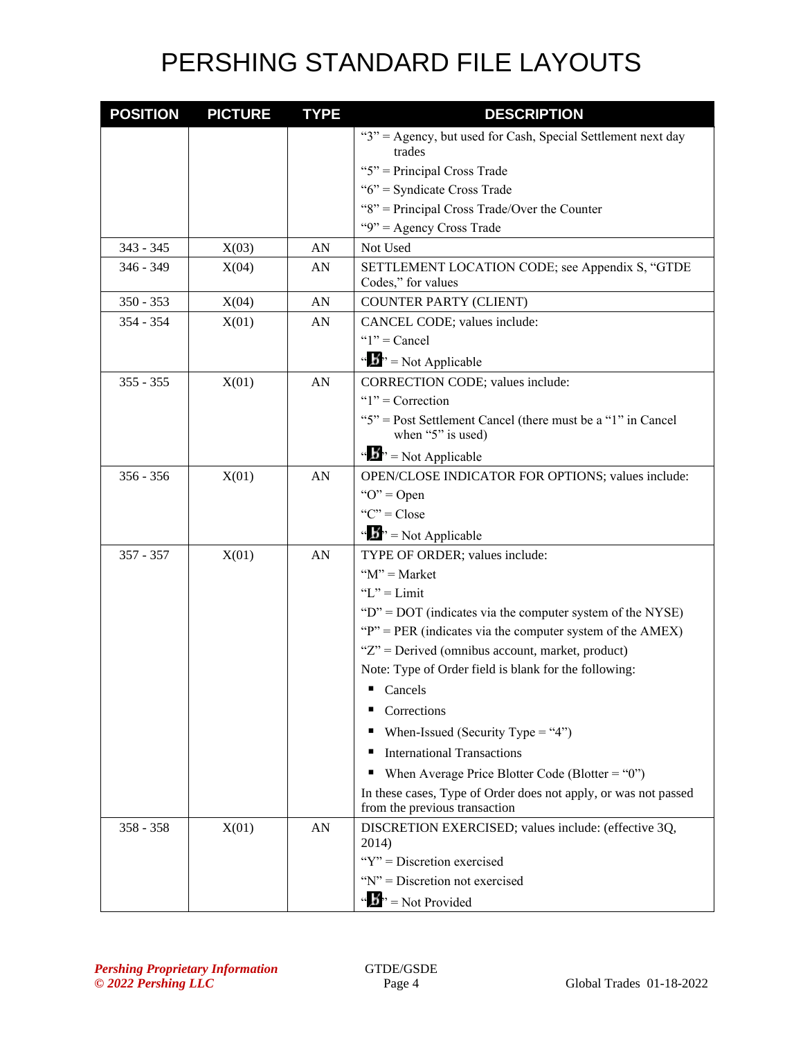# PERSHING STANDARD FILE LAYOUTS

| POSITION | PICTURE | TYPE | DESCRIPTION |
|---|---|---|---|
| | | | "3" = Agency, but used for Cash, Special Settlement next day trades<br>"5" = Principal Cross Trade<br>"6" = Syndicate Cross Trade<br>"8" = Principal Cross Trade/Over the Counter<br>"9" = Agency Cross Trade |
| 343 - 345 | X(03) | AN | Not Used |
| 346 - 349 | X(04) | AN | SETTLEMENT LOCATION CODE; see Appendix S, "GTDE Codes," for values |
| 350 - 353 | X(04) | AN | COUNTER PARTY (CLIENT) |
| 354 - 354 | X(01) | AN | CANCEL CODE; values include:<br>"1" = Cancel<br>"b" = Not Applicable |
| 355 - 355 | X(01) | AN | CORRECTION CODE; values include:<br>"1" = Correction<br>"5" = Post Settlement Cancel (there must be a "1" in Cancel when "5" is used)<br>"b" = Not Applicable |
| 356 - 356 | X(01) | AN | OPEN/CLOSE INDICATOR FOR OPTIONS; values include:<br>"O" = Open<br>"C" = Close<br>"b" = Not Applicable |
| 357 - 357 | X(01) | AN | TYPE OF ORDER; values include:<br>"M" = Market<br>"L" = Limit<br>"D" = DOT (indicates via the computer system of the NYSE)<br>"P" = PER (indicates via the computer system of the AMEX)<br>"Z" = Derived (omnibus account, market, product)<br>Note: Type of Order field is blank for the following:<br>▪ Cancels<br>▪ Corrections<br>▪ When-Issued (Security Type = "4")<br>▪ International Transactions<br>▪ When Average Price Blotter Code (Blotter = "0")<br>In these cases, Type of Order does not apply, or was not passed from the previous transaction |
| 358 - 358 | X(01) | AN | DISCRETION EXERCISED; values include: (effective 3Q, 2014)<br>"Y" = Discretion exercised<br>"N" = Discretion not exercised<br>"b" = Not Provided |

*Pershing Proprietary Information*
*© 2022 Pershing LLC*

GTDE/GSDE

Global Trades 01-18-2022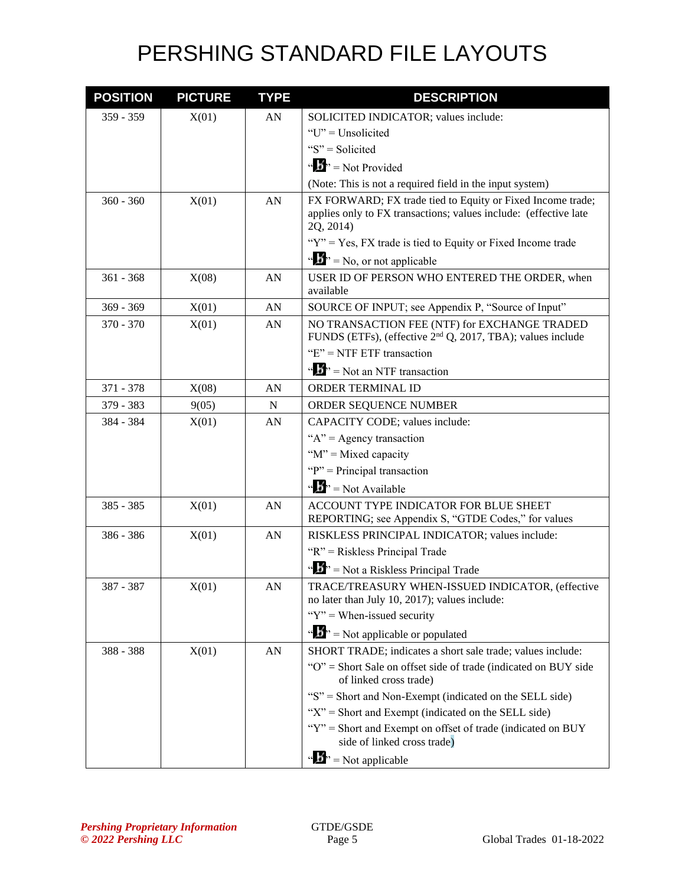# PERSHING STANDARD FILE LAYOUTS

| POSITION | PICTURE | TYPE | DESCRIPTION |
|---|---|---|---|
| 359 - 359 | X(01) | AN | SOLICITED INDICATOR; values include:<br>"U" = Unsolicited<br>"S" = Solicited<br>"ƀ" = Not Provided<br>(Note: This is not a required field in the input system) |
| 360 - 360 | X(01) | AN | FX FORWARD; FX trade tied to Equity or Fixed Income trade; applies only to FX transactions; values include: (effective late 2Q, 2014)<br>"Y" = Yes, FX trade is tied to Equity or Fixed Income trade<br>"ƀ" = No, or not applicable |
| 361 - 368 | X(08) | AN | USER ID OF PERSON WHO ENTERED THE ORDER, when available |
| 369 - 369 | X(01) | AN | SOURCE OF INPUT; see Appendix P, "Source of Input" |
| 370 - 370 | X(01) | AN | NO TRANSACTION FEE (NTF) for EXCHANGE TRADED FUNDS (ETFs), (effective 2nd Q, 2017, TBA); values include<br>"E" = NTF ETF transaction<br>"ƀ" = Not an NTF transaction |
| 371 - 378 | X(08) | AN | ORDER TERMINAL ID |
| 379 - 383 | 9(05) | N | ORDER SEQUENCE NUMBER |
| 384 - 384 | X(01) | AN | CAPACITY CODE; values include:<br>"A" = Agency transaction<br>"M" = Mixed capacity<br>"P" = Principal transaction<br>"ƀ" = Not Available |
| 385 - 385 | X(01) | AN | ACCOUNT TYPE INDICATOR FOR BLUE SHEET REPORTING; see Appendix S, "GTDE Codes," for values |
| 386 - 386 | X(01) | AN | RISKLESS PRINCIPAL INDICATOR; values include:<br>"R" = Riskless Principal Trade<br>"ƀ" = Not a Riskless Principal Trade |
| 387 - 387 | X(01) | AN | TRACE/TREASURY WHEN-ISSUED INDICATOR, (effective no later than July 10, 2017); values include:<br>"Y" = When-issued security<br>"ƀ" = Not applicable or populated |
| 388 - 388 | X(01) | AN | SHORT TRADE; indicates a short sale trade; values include:<br>"O" = Short Sale on offset side of trade (indicated on BUY side of linked cross trade)<br>"S" = Short and Non-Exempt (indicated on the SELL side)<br>"X" = Short and Exempt (indicated on the SELL side)<br>"Y" = Short and Exempt on offset of trade (indicated on BUY side of linked cross trade)<br>"ƀ" = Not applicable |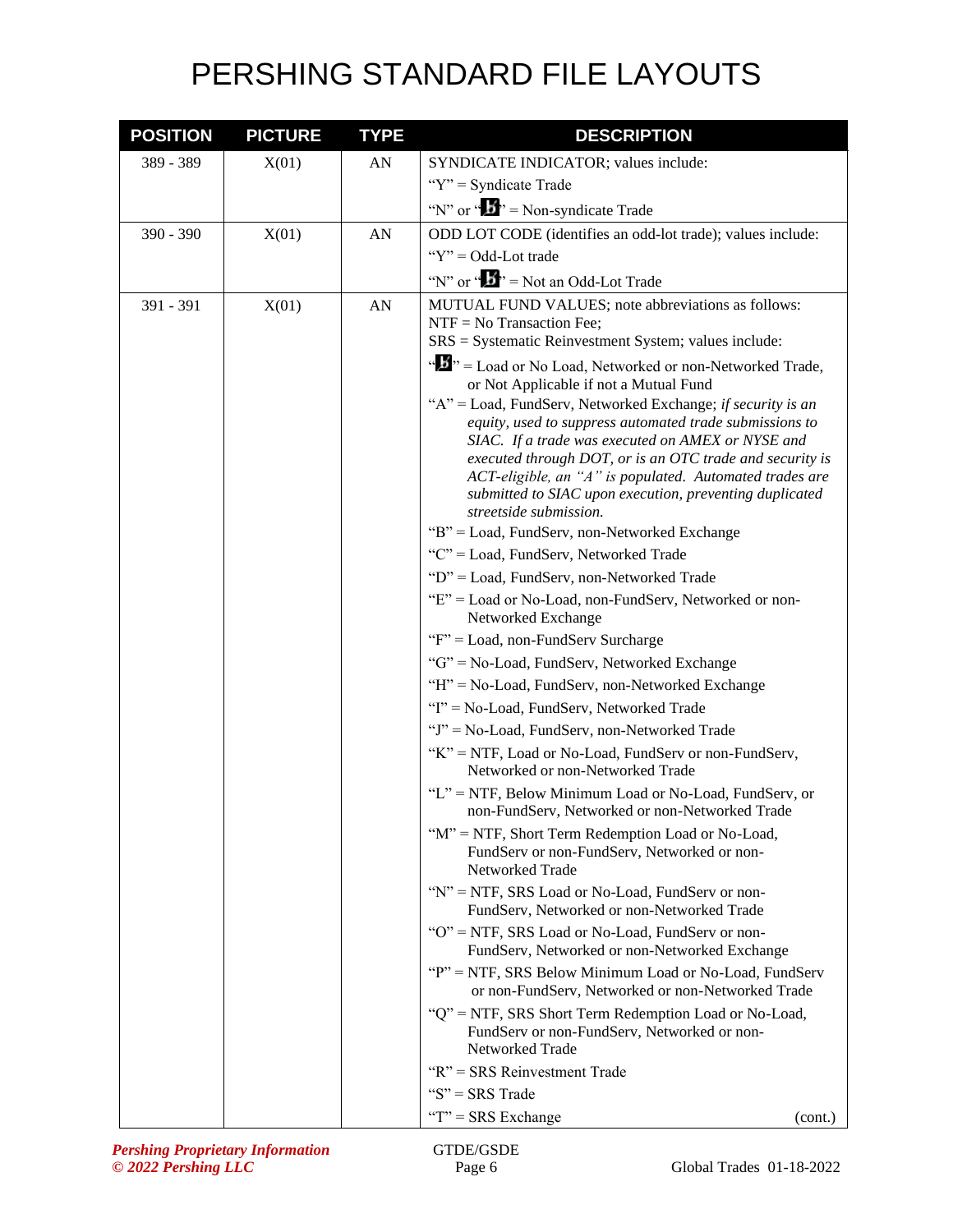# PERSHING STANDARD FILE LAYOUTS

| POSITION | PICTURE | TYPE | DESCRIPTION |
|---|---|---|---|
| 389 - 389 | X(01) | AN | SYNDICATE INDICATOR; values include:<br>"Y" = Syndicate Trade<br>"N" or "b" = Non-syndicate Trade |
| 390 - 390 | X(01) | AN | ODD LOT CODE (identifies an odd-lot trade); values include:<br>"Y" = Odd-Lot trade<br>"N" or "b" = Not an Odd-Lot Trade |
| 391 - 391 | X(01) | AN | MUTUAL FUND VALUES; note abbreviations as follows:<br>NTF = No Transaction Fee;<br>SRS = Systematic Reinvestment System; values include:<br>"b" = Load or No Load, Networked or non-Networked Trade, or Not Applicable if not a Mutual Fund<br>"A" = Load, FundServ, Networked Exchange; *if security is an equity, used to suppress automated trade submissions to SIAC. If a trade was executed on AMEX or NYSE and executed through DOT, or is an OTC trade and security is ACT-eligible, an "A" is populated. Automated trades are submitted to SIAC upon execution, preventing duplicated streetside submission.*<br>"B" = Load, FundServ, non-Networked Exchange<br>"C" = Load, FundServ, Networked Trade<br>"D" = Load, FundServ, non-Networked Trade<br>"E" = Load or No-Load, non-FundServ, Networked or non-Networked Exchange<br>"F" = Load, non-FundServ Surcharge<br>"G" = No-Load, FundServ, Networked Exchange<br>"H" = No-Load, FundServ, non-Networked Exchange<br>"I" = No-Load, FundServ, Networked Trade<br>"J" = No-Load, FundServ, non-Networked Trade<br>"K" = NTF, Load or No-Load, FundServ or non-FundServ, Networked or non-Networked Trade<br>"L" = NTF, Below Minimum Load or No-Load, FundServ, or non-FundServ, Networked or non-Networked Trade<br>"M" = NTF, Short Term Redemption Load or No-Load, FundServ or non-FundServ, Networked or non-Networked Trade<br>"N" = NTF, SRS Load or No-Load, FundServ or non-FundServ, Networked or non-Networked Trade<br>"O" = NTF, SRS Load or No-Load, FundServ or non-FundServ, Networked or non-Networked Exchange<br>"P" = NTF, SRS Below Minimum Load or No-Load, FundServ or non-FundServ, Networked or non-Networked Trade<br>"Q" = NTF, SRS Short Term Redemption Load or No-Load, FundServ or non-FundServ, Networked or non-Networked Trade<br>"R" = SRS Reinvestment Trade<br>"S" = SRS Trade<br>"T" = SRS Exchange (cont.) |

*Pershing Proprietary Information*
*© 2022 Pershing LLC*

GTDE/GSDE

Global Trades 01-18-2022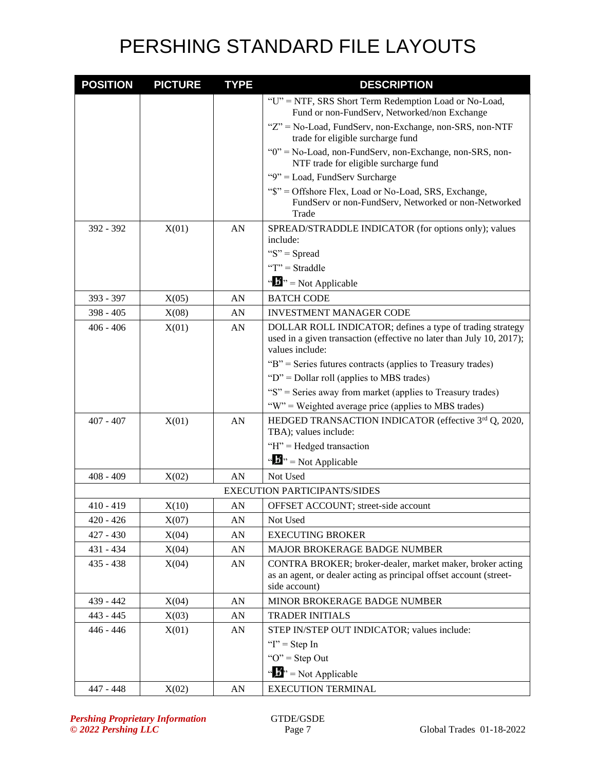# PERSHING STANDARD FILE LAYOUTS

| POSITION | PICTURE | TYPE | DESCRIPTION |
|---|---|---|---|
| | | | "U" = NTF, SRS Short Term Redemption Load or No-Load, Fund or non-FundServ, Networked/non Exchange<br>"Z" = No-Load, FundServ, non-Exchange, non-SRS, non-NTF trade for eligible surcharge fund<br>"0" = No-Load, non-FundServ, non-Exchange, non-SRS, non-NTF trade for eligible surcharge fund<br>"9" = Load, FundServ Surcharge<br>"$" = Offshore Flex, Load or No-Load, SRS, Exchange, FundServ or non-FundServ, Networked or non-Networked Trade |
| 392 - 392 | X(01) | AN | SPREAD/STRADDLE INDICATOR (for options only); values include:<br>"S" = Spread<br>"T" = Straddle<br>"b" = Not Applicable |
| 393 - 397 | X(05) | AN | BATCH CODE |
| 398 - 405 | X(08) | AN | INVESTMENT MANAGER CODE |
| 406 - 406 | X(01) | AN | DOLLAR ROLL INDICATOR; defines a type of trading strategy used in a given transaction (effective no later than July 10, 2017); values include:<br>"B" = Series futures contracts (applies to Treasury trades)<br>"D" = Dollar roll (applies to MBS trades)<br>"S" = Series away from market (applies to Treasury trades)<br>"W" = Weighted average price (applies to MBS trades) |
| 407 - 407 | X(01) | AN | HEDGED TRANSACTION INDICATOR (effective 3rd Q, 2020, TBA); values include:<br>"H" = Hedged transaction<br>"b" = Not Applicable |
| 408 - 409 | X(02) | AN | Not Used |
| | | | EXECUTION PARTICIPANTS/SIDES |
| 410 - 419 | X(10) | AN | OFFSET ACCOUNT; street-side account |
| 420 - 426 | X(07) | AN | Not Used |
| 427 - 430 | X(04) | AN | EXECUTING BROKER |
| 431 - 434 | X(04) | AN | MAJOR BROKERAGE BADGE NUMBER |
| 435 - 438 | X(04) | AN | CONTRA BROKER; broker-dealer, market maker, broker acting as an agent, or dealer acting as principal offset account (street-side account) |
| 439 - 442 | X(04) | AN | MINOR BROKERAGE BADGE NUMBER |
| 443 - 445 | X(03) | AN | TRADER INITIALS |
| 446 - 446 | X(01) | AN | STEP IN/STEP OUT INDICATOR; values include:<br>"I" = Step In<br>"O" = Step Out<br>"b" = Not Applicable |
| 447 - 448 | X(02) | AN | EXECUTION TERMINAL |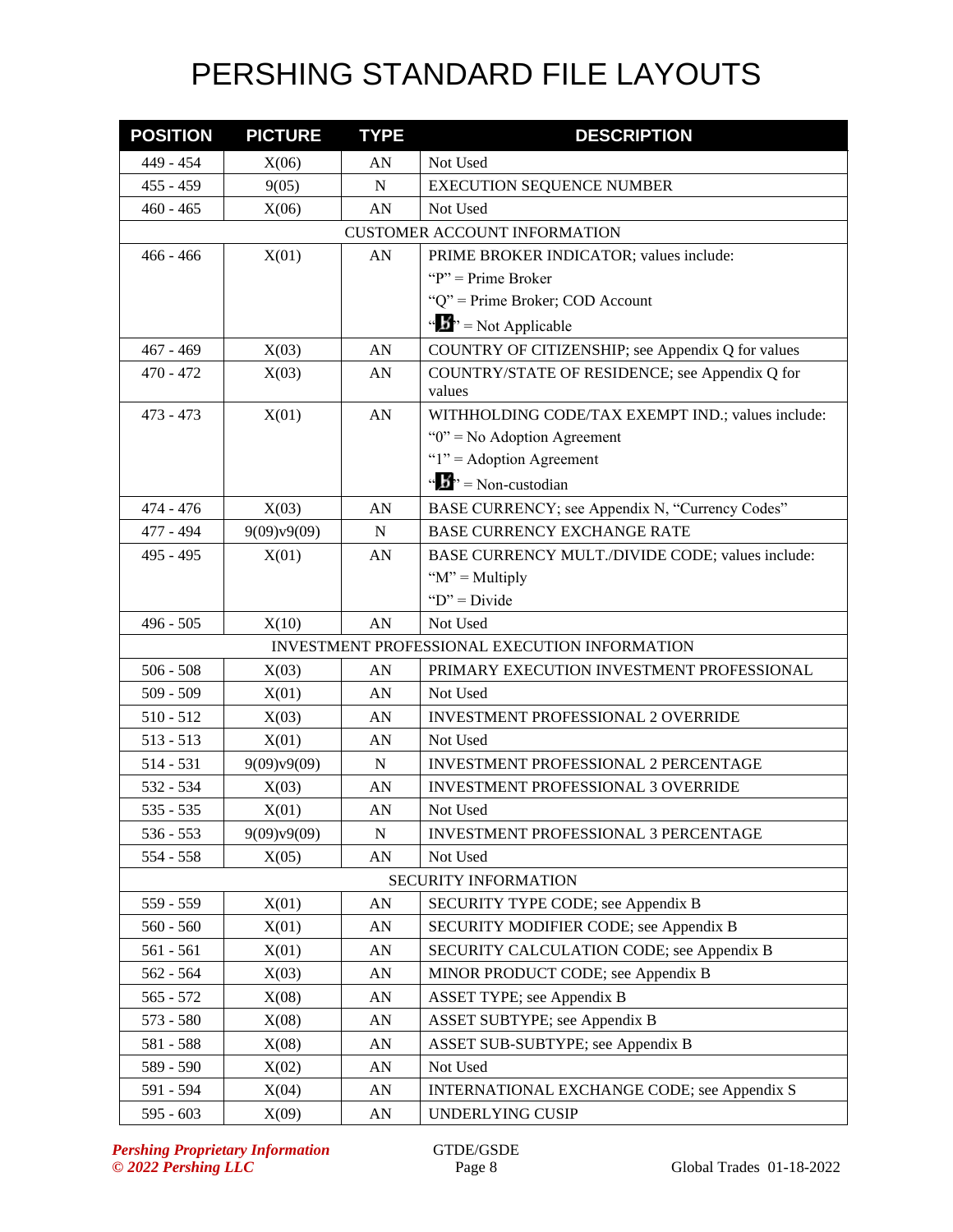# PERSHING STANDARD FILE LAYOUTS

| POSITION | PICTURE | TYPE | DESCRIPTION |
|---|---|---|---|
| 449 - 454 | X(06) | AN | Not Used |
| 455 - 459 | 9(05) | N | EXECUTION SEQUENCE NUMBER |
| 460 - 465 | X(06) | AN | Not Used |
| | | | CUSTOMER ACCOUNT INFORMATION |
| 466 - 466 | X(01) | AN | PRIME BROKER INDICATOR; values include:<br>"P" = Prime Broker<br>"Q" = Prime Broker; COD Account<br>"b" = Not Applicable |
| 467 - 469 | X(03) | AN | COUNTRY OF CITIZENSHIP; see Appendix Q for values |
| 470 - 472 | X(03) | AN | COUNTRY/STATE OF RESIDENCE; see Appendix Q for values |
| 473 - 473 | X(01) | AN | WITHHOLDING CODE/TAX EXEMPT IND.; values include:<br>"0" = No Adoption Agreement<br>"1" = Adoption Agreement<br>"b" = Non-custodian |
| 474 - 476 | X(03) | AN | BASE CURRENCY; see Appendix N, "Currency Codes" |
| 477 - 494 | 9(09)v9(09) | N | BASE CURRENCY EXCHANGE RATE |
| 495 - 495 | X(01) | AN | BASE CURRENCY MULT./DIVIDE CODE; values include:<br>"M" = Multiply<br>"D" = Divide |
| 496 - 505 | X(10) | AN | Not Used |
| | | | INVESTMENT PROFESSIONAL EXECUTION INFORMATION |
| 506 - 508 | X(03) | AN | PRIMARY EXECUTION INVESTMENT PROFESSIONAL |
| 509 - 509 | X(01) | AN | Not Used |
| 510 - 512 | X(03) | AN | INVESTMENT PROFESSIONAL 2 OVERRIDE |
| 513 - 513 | X(01) | AN | Not Used |
| 514 - 531 | 9(09)v9(09) | N | INVESTMENT PROFESSIONAL 2 PERCENTAGE |
| 532 - 534 | X(03) | AN | INVESTMENT PROFESSIONAL 3 OVERRIDE |
| 535 - 535 | X(01) | AN | Not Used |
| 536 - 553 | 9(09)v9(09) | N | INVESTMENT PROFESSIONAL 3 PERCENTAGE |
| 554 - 558 | X(05) | AN | Not Used |
| | | | SECURITY INFORMATION |
| 559 - 559 | X(01) | AN | SECURITY TYPE CODE; see Appendix B |
| 560 - 560 | X(01) | AN | SECURITY MODIFIER CODE; see Appendix B |
| 561 - 561 | X(01) | AN | SECURITY CALCULATION CODE; see Appendix B |
| 562 - 564 | X(03) | AN | MINOR PRODUCT CODE; see Appendix B |
| 565 - 572 | X(08) | AN | ASSET TYPE; see Appendix B |
| 573 - 580 | X(08) | AN | ASSET SUBTYPE; see Appendix B |
| 581 - 588 | X(08) | AN | ASSET SUB-SUBTYPE; see Appendix B |
| 589 - 590 | X(02) | AN | Not Used |
| 591 - 594 | X(04) | AN | INTERNATIONAL EXCHANGE CODE; see Appendix S |
| 595 - 603 | X(09) | AN | UNDERLYING CUSIP |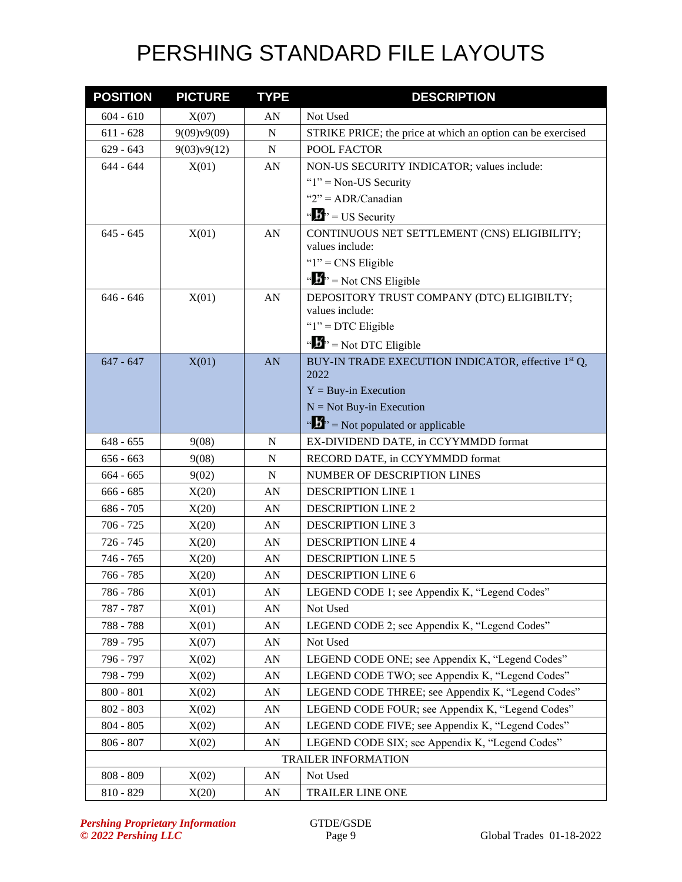# PERSHING STANDARD FILE LAYOUTS

| POSITION | PICTURE | TYPE | DESCRIPTION |
|---|---|---|---|
| 604 - 610 | X(07) | AN | Not Used |
| 611 - 628 | 9(09)v9(09) | N | STRIKE PRICE; the price at which an option can be exercised |
| 629 - 643 | 9(03)v9(12) | N | POOL FACTOR |
| 644 - 644 | X(01) | AN | NON-US SECURITY INDICATOR; values include:<br>"1" = Non-US Security<br>"2" = ADR/Canadian<br>"b" = US Security |
| 645 - 645 | X(01) | AN | CONTINUOUS NET SETTLEMENT (CNS) ELIGIBILITY; values include:<br>"1" = CNS Eligible<br>"b" = Not CNS Eligible |
| 646 - 646 | X(01) | AN | DEPOSITORY TRUST COMPANY (DTC) ELIGIBILTY; values include:<br>"1" = DTC Eligible<br>"b" = Not DTC Eligible |
| 647 - 647 | X(01) | AN | BUY-IN TRADE EXECUTION INDICATOR, effective 1st Q, 2022<br>Y = Buy-in Execution<br>N = Not Buy-in Execution<br>"b" = Not populated or applicable |
| 648 - 655 | 9(08) | N | EX-DIVIDEND DATE, in CCYYMMDD format |
| 656 - 663 | 9(08) | N | RECORD DATE, in CCYYMMDD format |
| 664 - 665 | 9(02) | N | NUMBER OF DESCRIPTION LINES |
| 666 - 685 | X(20) | AN | DESCRIPTION LINE 1 |
| 686 - 705 | X(20) | AN | DESCRIPTION LINE 2 |
| 706 - 725 | X(20) | AN | DESCRIPTION LINE 3 |
| 726 - 745 | X(20) | AN | DESCRIPTION LINE 4 |
| 746 - 765 | X(20) | AN | DESCRIPTION LINE 5 |
| 766 - 785 | X(20) | AN | DESCRIPTION LINE 6 |
| 786 - 786 | X(01) | AN | LEGEND CODE 1; see Appendix K, "Legend Codes" |
| 787 - 787 | X(01) | AN | Not Used |
| 788 - 788 | X(01) | AN | LEGEND CODE 2; see Appendix K, "Legend Codes" |
| 789 - 795 | X(07) | AN | Not Used |
| 796 - 797 | X(02) | AN | LEGEND CODE ONE; see Appendix K, "Legend Codes" |
| 798 - 799 | X(02) | AN | LEGEND CODE TWO; see Appendix K, "Legend Codes" |
| 800 - 801 | X(02) | AN | LEGEND CODE THREE; see Appendix K, "Legend Codes" |
| 802 - 803 | X(02) | AN | LEGEND CODE FOUR; see Appendix K, "Legend Codes" |
| 804 - 805 | X(02) | AN | LEGEND CODE FIVE; see Appendix K, "Legend Codes" |
| 806 - 807 | X(02) | AN | LEGEND CODE SIX; see Appendix K, "Legend Codes" |
| TRAILER INFORMATION | | | |
| 808 - 809 | X(02) | AN | Not Used |
| 810 - 829 | X(20) | AN | TRAILER LINE ONE |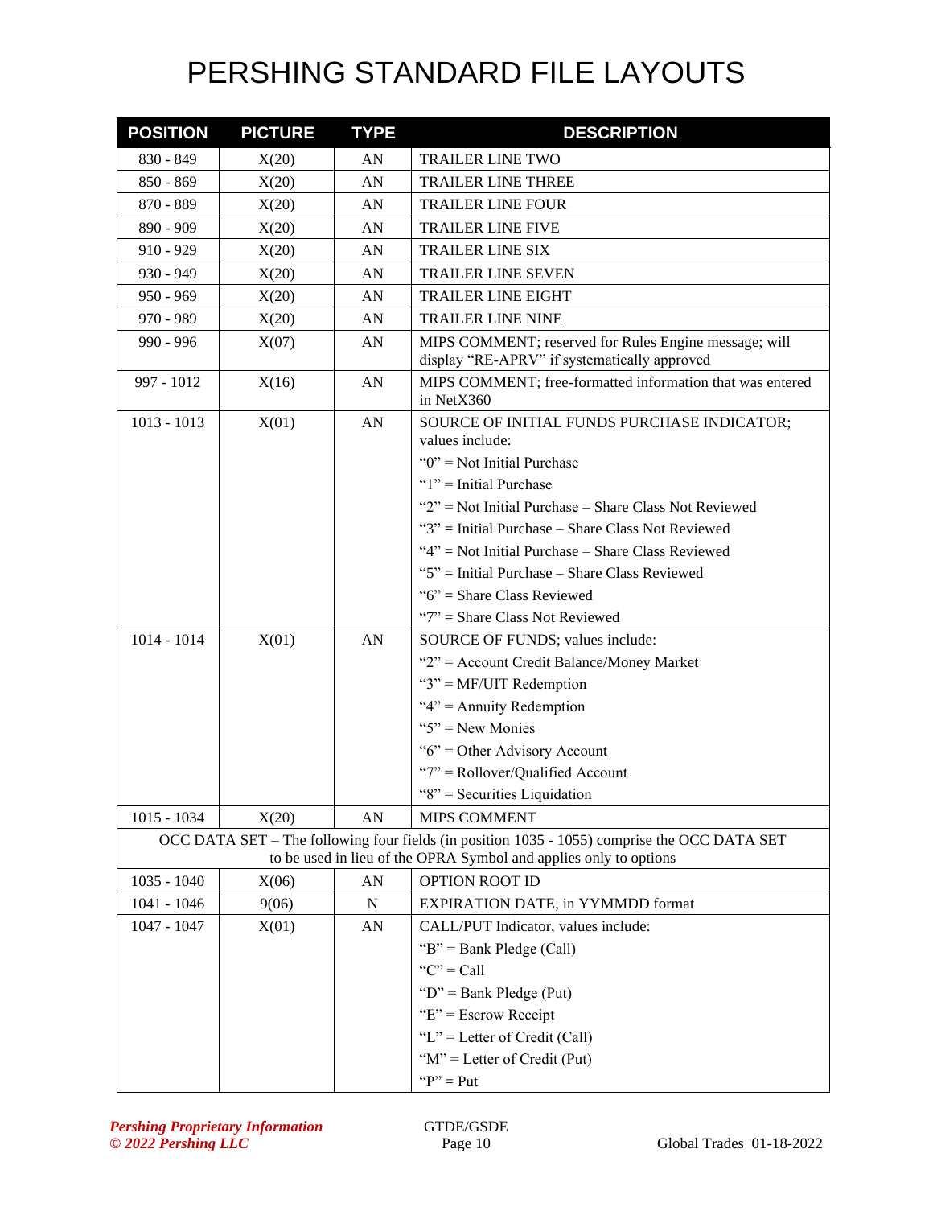# PERSHING STANDARD FILE LAYOUTS

| POSITION | PICTURE | TYPE | DESCRIPTION |
|---|---|---|---|
| 830 - 849 | X(20) | AN | TRAILER LINE TWO |
| 850 - 869 | X(20) | AN | TRAILER LINE THREE |
| 870 - 889 | X(20) | AN | TRAILER LINE FOUR |
| 890 - 909 | X(20) | AN | TRAILER LINE FIVE |
| 910 - 929 | X(20) | AN | TRAILER LINE SIX |
| 930 - 949 | X(20) | AN | TRAILER LINE SEVEN |
| 950 - 969 | X(20) | AN | TRAILER LINE EIGHT |
| 970 - 989 | X(20) | AN | TRAILER LINE NINE |
| 990 - 996 | X(07) | AN | MIPS COMMENT; reserved for Rules Engine message; will display "RE-APRV" if systematically approved |
| 997 - 1012 | X(16) | AN | MIPS COMMENT; free-formatted information that was entered in NetX360 |
| 1013 - 1013 | X(01) | AN | SOURCE OF INITIAL FUNDS PURCHASE INDICATOR; values include:<br>"0" = Not Initial Purchase<br>"1" = Initial Purchase<br>"2" = Not Initial Purchase – Share Class Not Reviewed<br>"3" = Initial Purchase – Share Class Not Reviewed<br>"4" = Not Initial Purchase – Share Class Reviewed<br>"5" = Initial Purchase – Share Class Reviewed<br>"6" = Share Class Reviewed<br>"7" = Share Class Not Reviewed |
| 1014 - 1014 | X(01) | AN | SOURCE OF FUNDS; values include:<br>"2" = Account Credit Balance/Money Market<br>"3" = MF/UIT Redemption<br>"4" = Annuity Redemption<br>"5" = New Monies<br>"6" = Other Advisory Account<br>"7" = Rollover/Qualified Account<br>"8" = Securities Liquidation |
| 1015 - 1034 | X(20) | AN | MIPS COMMENT |
| OCC DATA SET – The following four fields (in position 1035 - 1055) comprise the OCC DATA SET to be used in lieu of the OPRA Symbol and applies only to options | | | |
| 1035 - 1040 | X(06) | AN | OPTION ROOT ID |
| 1041 - 1046 | 9(06) | N | EXPIRATION DATE, in YYMMDD format |
| 1047 - 1047 | X(01) | AN | CALL/PUT Indicator, values include:<br>"B" = Bank Pledge (Call)<br>"C" = Call<br>"D" = Bank Pledge (Put)<br>"E" = Escrow Receipt<br>"L" = Letter of Credit (Call)<br>"M" = Letter of Credit (Put)<br>"P" = Put |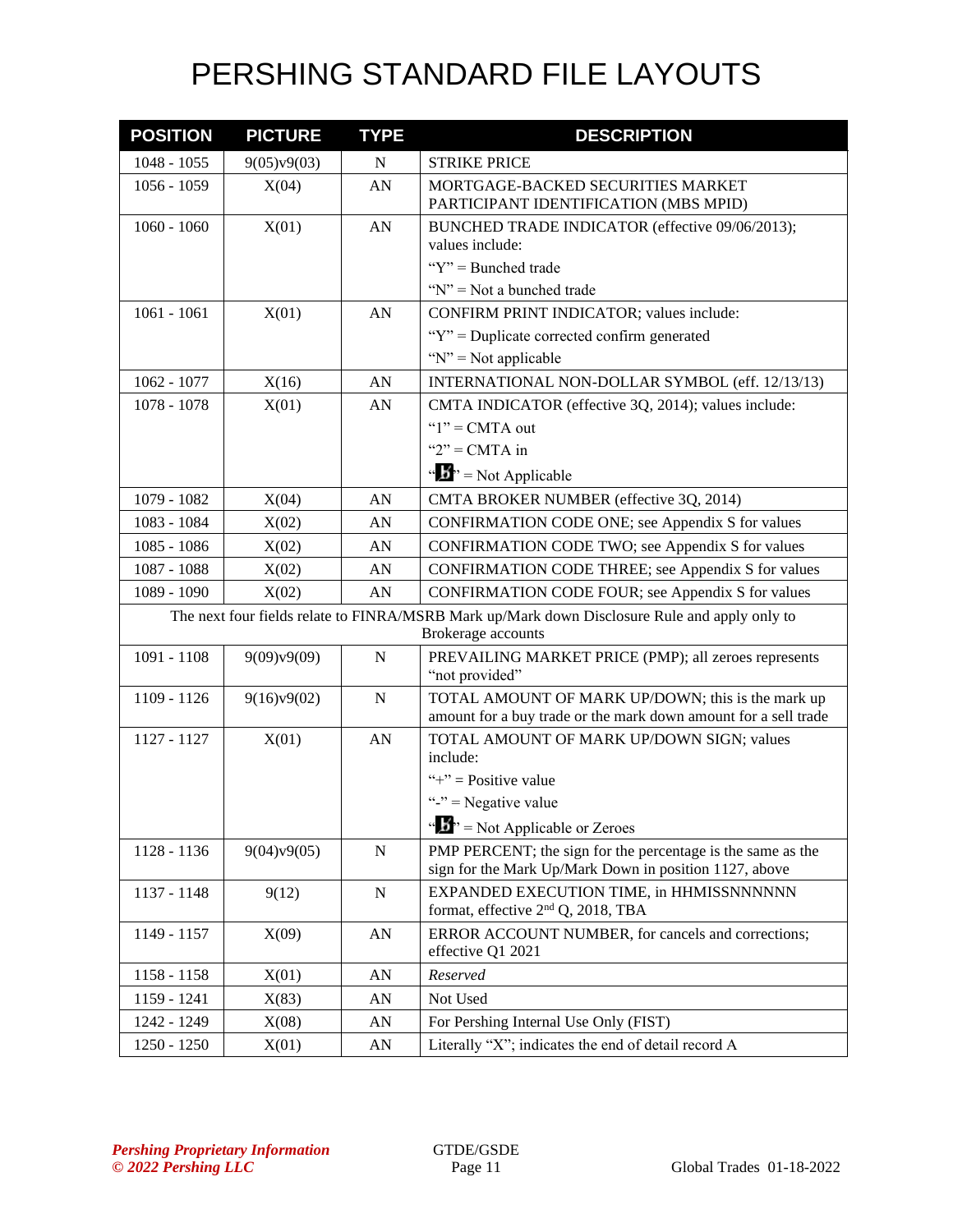# PERSHING STANDARD FILE LAYOUTS

| POSITION | PICTURE | TYPE | DESCRIPTION |
|---|---|---|---|
| 1048 - 1055 | 9(05)v9(03) | N | STRIKE PRICE |
| 1056 - 1059 | X(04) | AN | MORTGAGE-BACKED SECURITIES MARKET PARTICIPANT IDENTIFICATION (MBS MPID) |
| 1060 - 1060 | X(01) | AN | BUNCHED TRADE INDICATOR (effective 09/06/2013); values include:<br>"Y" = Bunched trade<br>"N" = Not a bunched trade |
| 1061 - 1061 | X(01) | AN | CONFIRM PRINT INDICATOR; values include:<br>"Y" = Duplicate corrected confirm generated<br>"N" = Not applicable |
| 1062 - 1077 | X(16) | AN | INTERNATIONAL NON-DOLLAR SYMBOL (eff. 12/13/13) |
| 1078 - 1078 | X(01) | AN | CMTA INDICATOR (effective 3Q, 2014); values include:<br>"1" = CMTA out<br>"2" = CMTA in<br>"b" = Not Applicable |
| 1079 - 1082 | X(04) | AN | CMTA BROKER NUMBER (effective 3Q, 2014) |
| 1083 - 1084 | X(02) | AN | CONFIRMATION CODE ONE; see Appendix S for values |
| 1085 - 1086 | X(02) | AN | CONFIRMATION CODE TWO; see Appendix S for values |
| 1087 - 1088 | X(02) | AN | CONFIRMATION CODE THREE; see Appendix S for values |
| 1089 - 1090 | X(02) | AN | CONFIRMATION CODE FOUR; see Appendix S for values |
| The next four fields relate to FINRA/MSRB Mark up/Mark down Disclosure Rule and apply only to Brokerage accounts | | | |
| 1091 - 1108 | 9(09)v9(09) | N | PREVAILING MARKET PRICE (PMP); all zeroes represents "not provided" |
| 1109 - 1126 | 9(16)v9(02) | N | TOTAL AMOUNT OF MARK UP/DOWN; this is the mark up amount for a buy trade or the mark down amount for a sell trade |
| 1127 - 1127 | X(01) | AN | TOTAL AMOUNT OF MARK UP/DOWN SIGN; values include:<br>"+" = Positive value<br>"-" = Negative value<br>"b" = Not Applicable or Zeroes |
| 1128 - 1136 | 9(04)v9(05) | N | PMP PERCENT; the sign for the percentage is the same as the sign for the Mark Up/Mark Down in position 1127, above |
| 1137 - 1148 | 9(12) | N | EXPANDED EXECUTION TIME, in HHMISSNNNNNN format, effective 2nd Q, 2018, TBA |
| 1149 - 1157 | X(09) | AN | ERROR ACCOUNT NUMBER, for cancels and corrections; effective Q1 2021 |
| 1158 - 1158 | X(01) | AN | *Reserved* |
| 1159 - 1241 | X(83) | AN | Not Used |
| 1242 - 1249 | X(08) | AN | For Pershing Internal Use Only (FIST) |
| 1250 - 1250 | X(01) | AN | Literally "X"; indicates the end of detail record A |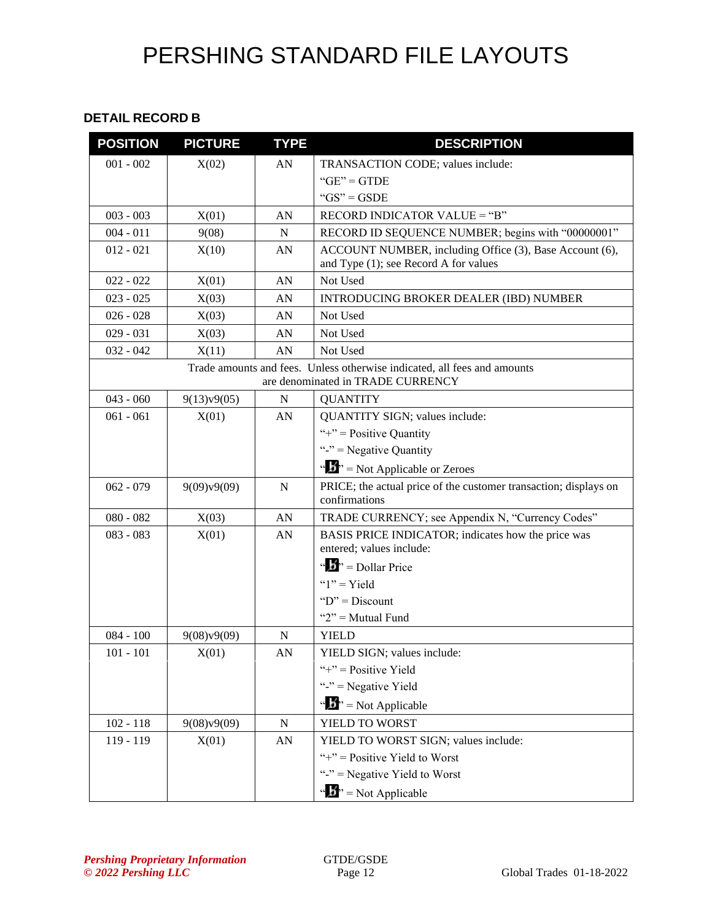# PERSHING STANDARD FILE LAYOUTS

### DETAIL RECORD B

| POSITION | PICTURE | TYPE | DESCRIPTION |
|---|---|---|---|
| 001 - 002 | X(02) | AN | TRANSACTION CODE; values include:<br>"GE" = GTDE<br>"GS" = GSDE |
| 003 - 003 | X(01) | AN | RECORD INDICATOR VALUE = "B" |
| 004 - 011 | 9(08) | N | RECORD ID SEQUENCE NUMBER; begins with "00000001" |
| 012 - 021 | X(10) | AN | ACCOUNT NUMBER, including Office (3), Base Account (6), and Type (1); see Record A for values |
| 022 - 022 | X(01) | AN | Not Used |
| 023 - 025 | X(03) | AN | INTRODUCING BROKER DEALER (IBD) NUMBER |
| 026 - 028 | X(03) | AN | Not Used |
| 029 - 031 | X(03) | AN | Not Used |
| 032 - 042 | X(11) | AN | Not Used |
| Trade amounts and fees. Unless otherwise indicated, all fees and amounts are denominated in TRADE CURRENCY | | | |
| 043 - 060 | 9(13)v9(05) | N | QUANTITY |
| 061 - 061 | X(01) | AN | QUANTITY SIGN; values include:<br>"+" = Positive Quantity<br>"-" = Negative Quantity<br>"b̸" = Not Applicable or Zeroes |
| 062 - 079 | 9(09)v9(09) | N | PRICE; the actual price of the customer transaction; displays on confirmations |
| 080 - 082 | X(03) | AN | TRADE CURRENCY; see Appendix N, "Currency Codes" |
| 083 - 083 | X(01) | AN | BASIS PRICE INDICATOR; indicates how the price was entered; values include:<br>"b̸" = Dollar Price<br>"1" = Yield<br>"D" = Discount<br>"2" = Mutual Fund |
| 084 - 100 | 9(08)v9(09) | N | YIELD |
| 101 - 101 | X(01) | AN | YIELD SIGN; values include:<br>"+" = Positive Yield<br>"-" = Negative Yield<br>"b̸" = Not Applicable |
| 102 - 118 | 9(08)v9(09) | N | YIELD TO WORST |
| 119 - 119 | X(01) | AN | YIELD TO WORST SIGN; values include:<br>"+" = Positive Yield to Worst<br>"-" = Negative Yield to Worst<br>"b̸" = Not Applicable |

*Pershing Proprietary Information*
*© 2022 Pershing LLC*

GTDE/GSDE

Global Trades 01-18-2022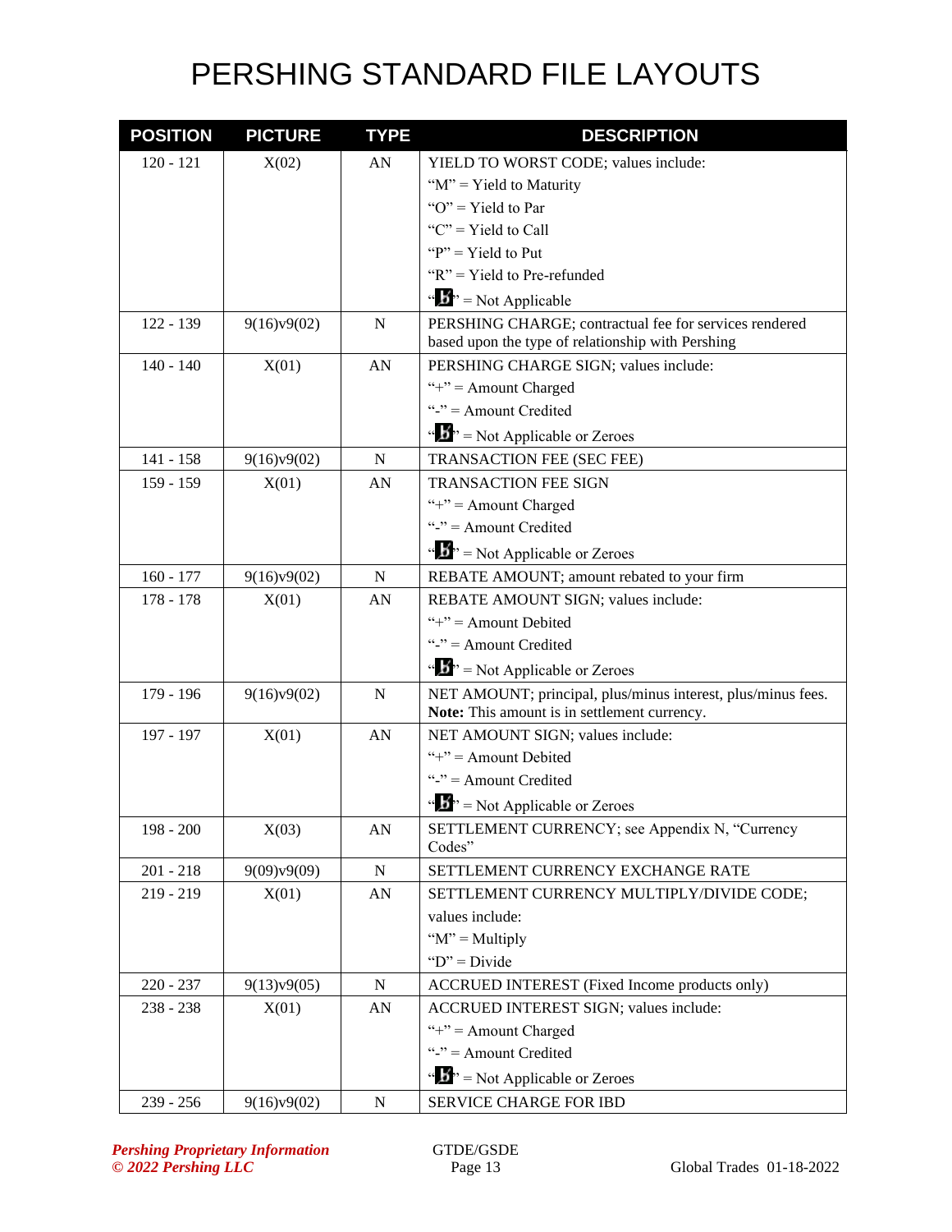# PERSHING STANDARD FILE LAYOUTS

| POSITION | PICTURE | TYPE | DESCRIPTION |
|---|---|---|---|
| 120 - 121 | X(02) | AN | YIELD TO WORST CODE; values include:<br>"M" = Yield to Maturity<br>"O" = Yield to Par<br>"C" = Yield to Call<br>"P" = Yield to Put<br>"R" = Yield to Pre-refunded<br>"b" = Not Applicable |
| 122 - 139 | 9(16)v9(02) | N | PERSHING CHARGE; contractual fee for services rendered based upon the type of relationship with Pershing |
| 140 - 140 | X(01) | AN | PERSHING CHARGE SIGN; values include:<br>"+" = Amount Charged<br>"-" = Amount Credited<br>"b" = Not Applicable or Zeroes |
| 141 - 158 | 9(16)v9(02) | N | TRANSACTION FEE (SEC FEE) |
| 159 - 159 | X(01) | AN | TRANSACTION FEE SIGN<br>"+" = Amount Charged<br>"-" = Amount Credited<br>"b" = Not Applicable or Zeroes |
| 160 - 177 | 9(16)v9(02) | N | REBATE AMOUNT; amount rebated to your firm |
| 178 - 178 | X(01) | AN | REBATE AMOUNT SIGN; values include:<br>"+" = Amount Debited<br>"-" = Amount Credited<br>"b" = Not Applicable or Zeroes |
| 179 - 196 | 9(16)v9(02) | N | NET AMOUNT; principal, plus/minus interest, plus/minus fees.<br>**Note:** This amount is in settlement currency. |
| 197 - 197 | X(01) | AN | NET AMOUNT SIGN; values include:<br>"+" = Amount Debited<br>"-" = Amount Credited<br>"b" = Not Applicable or Zeroes |
| 198 - 200 | X(03) | AN | SETTLEMENT CURRENCY; see Appendix N, "Currency Codes" |
| 201 - 218 | 9(09)v9(09) | N | SETTLEMENT CURRENCY EXCHANGE RATE |
| 219 - 219 | X(01) | AN | SETTLEMENT CURRENCY MULTIPLY/DIVIDE CODE; values include:<br>"M" = Multiply<br>"D" = Divide |
| 220 - 237 | 9(13)v9(05) | N | ACCRUED INTEREST (Fixed Income products only) |
| 238 - 238 | X(01) | AN | ACCRUED INTEREST SIGN; values include:<br>"+" = Amount Charged<br>"-" = Amount Credited<br>"b" = Not Applicable or Zeroes |
| 239 - 256 | 9(16)v9(02) | N | SERVICE CHARGE FOR IBD |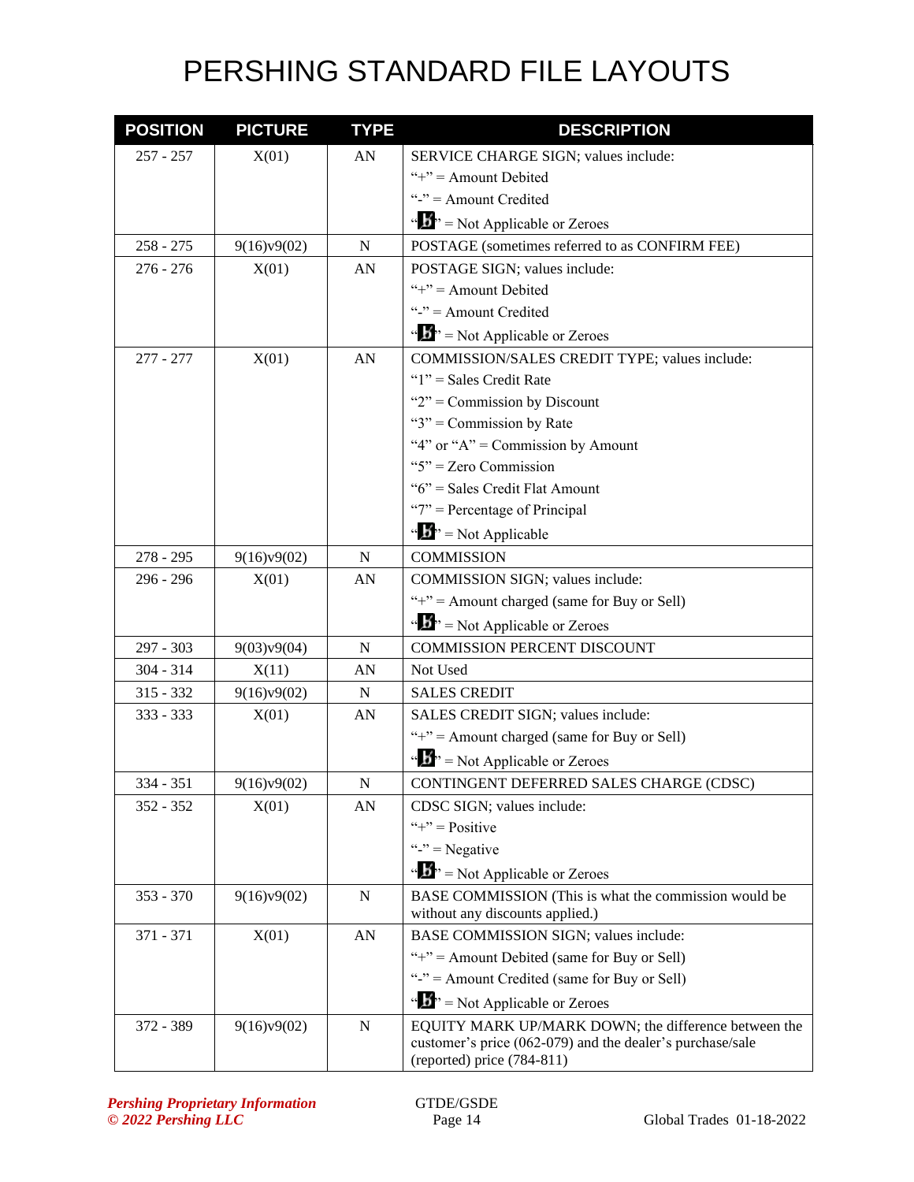# PERSHING STANDARD FILE LAYOUTS

| POSITION | PICTURE | TYPE | DESCRIPTION |
|---|---|---|---|
| 257 - 257 | X(01) | AN | SERVICE CHARGE SIGN; values include:<br>"+" = Amount Debited<br>"-" = Amount Credited<br>"b̸" = Not Applicable or Zeroes |
| 258 - 275 | 9(16)v9(02) | N | POSTAGE (sometimes referred to as CONFIRM FEE) |
| 276 - 276 | X(01) | AN | POSTAGE SIGN; values include:<br>"+" = Amount Debited<br>"-" = Amount Credited<br>"b̸" = Not Applicable or Zeroes |
| 277 - 277 | X(01) | AN | COMMISSION/SALES CREDIT TYPE; values include:<br>"1" = Sales Credit Rate<br>"2" = Commission by Discount<br>"3" = Commission by Rate<br>"4" or "A" = Commission by Amount<br>"5" = Zero Commission<br>"6" = Sales Credit Flat Amount<br>"7" = Percentage of Principal<br>"b̸" = Not Applicable |
| 278 - 295 | 9(16)v9(02) | N | COMMISSION |
| 296 - 296 | X(01) | AN | COMMISSION SIGN; values include:<br>"+" = Amount charged (same for Buy or Sell)<br>"b̸" = Not Applicable or Zeroes |
| 297 - 303 | 9(03)v9(04) | N | COMMISSION PERCENT DISCOUNT |
| 304 - 314 | X(11) | AN | Not Used |
| 315 - 332 | 9(16)v9(02) | N | SALES CREDIT |
| 333 - 333 | X(01) | AN | SALES CREDIT SIGN; values include:<br>"+" = Amount charged (same for Buy or Sell)<br>"b̸" = Not Applicable or Zeroes |
| 334 - 351 | 9(16)v9(02) | N | CONTINGENT DEFERRED SALES CHARGE (CDSC) |
| 352 - 352 | X(01) | AN | CDSC SIGN; values include:<br>"+" = Positive<br>"-" = Negative<br>"b̸" = Not Applicable or Zeroes |
| 353 - 370 | 9(16)v9(02) | N | BASE COMMISSION (This is what the commission would be without any discounts applied.) |
| 371 - 371 | X(01) | AN | BASE COMMISSION SIGN; values include:<br>"+" = Amount Debited (same for Buy or Sell)<br>"-" = Amount Credited (same for Buy or Sell)<br>"b̸" = Not Applicable or Zeroes |
| 372 - 389 | 9(16)v9(02) | N | EQUITY MARK UP/MARK DOWN; the difference between the customer's price (062-079) and the dealer's purchase/sale (reported) price (784-811) |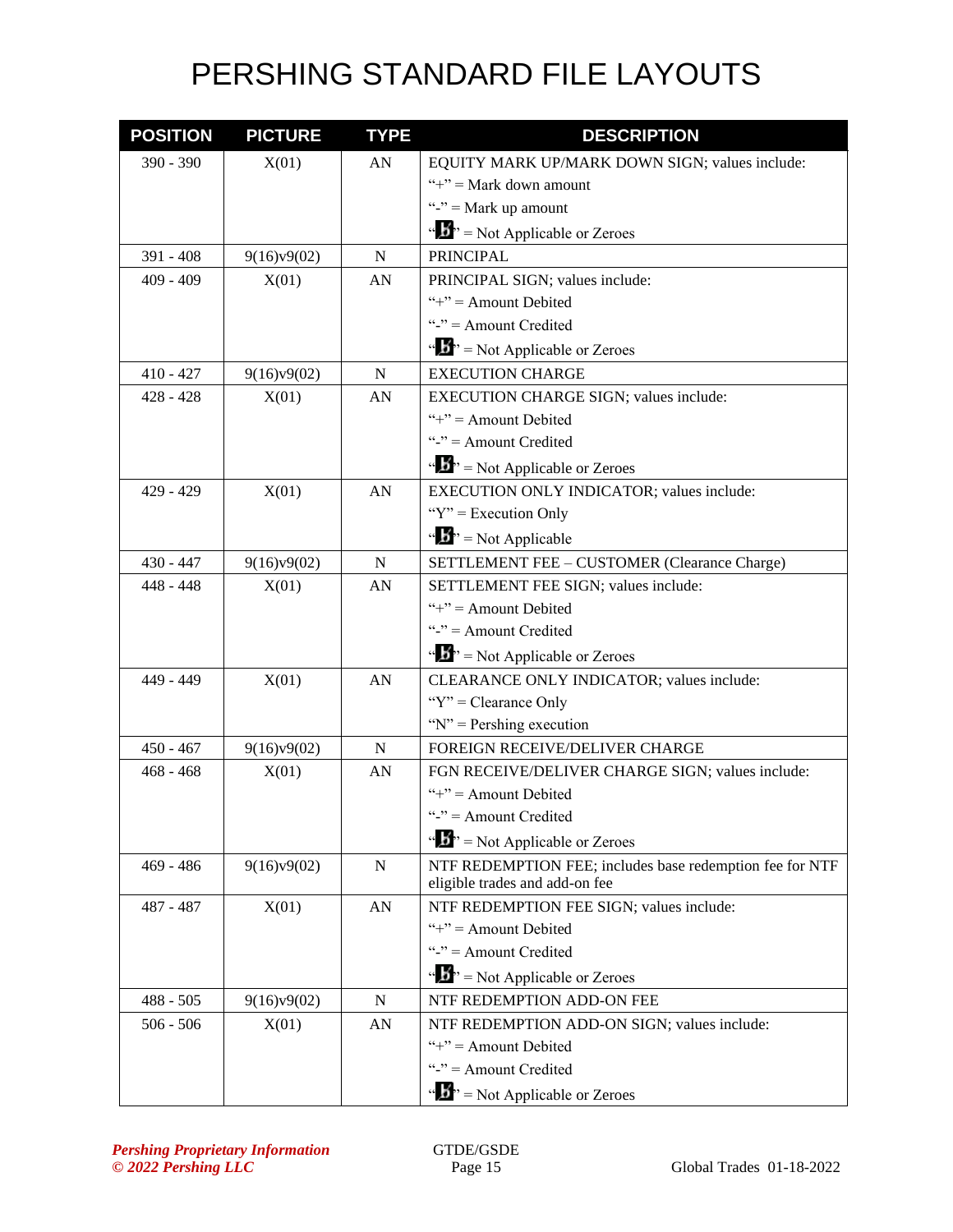# PERSHING STANDARD FILE LAYOUTS

| POSITION | PICTURE | TYPE | DESCRIPTION |
|---|---|---|---|
| 390 - 390 | X(01) | AN | EQUITY MARK UP/MARK DOWN SIGN; values include:<br>"+" = Mark down amount<br>"-" = Mark up amount<br>"b" = Not Applicable or Zeroes |
| 391 - 408 | 9(16)v9(02) | N | PRINCIPAL |
| 409 - 409 | X(01) | AN | PRINCIPAL SIGN; values include:<br>"+" = Amount Debited<br>"-" = Amount Credited<br>"b" = Not Applicable or Zeroes |
| 410 - 427 | 9(16)v9(02) | N | EXECUTION CHARGE |
| 428 - 428 | X(01) | AN | EXECUTION CHARGE SIGN; values include:<br>"+" = Amount Debited<br>"-" = Amount Credited<br>"b" = Not Applicable or Zeroes |
| 429 - 429 | X(01) | AN | EXECUTION ONLY INDICATOR; values include:<br>"Y" = Execution Only<br>"b" = Not Applicable |
| 430 - 447 | 9(16)v9(02) | N | SETTLEMENT FEE – CUSTOMER (Clearance Charge) |
| 448 - 448 | X(01) | AN | SETTLEMENT FEE SIGN; values include:<br>"+" = Amount Debited<br>"-" = Amount Credited<br>"b" = Not Applicable or Zeroes |
| 449 - 449 | X(01) | AN | CLEARANCE ONLY INDICATOR; values include:<br>"Y" = Clearance Only<br>"N" = Pershing execution |
| 450 - 467 | 9(16)v9(02) | N | FOREIGN RECEIVE/DELIVER CHARGE |
| 468 - 468 | X(01) | AN | FGN RECEIVE/DELIVER CHARGE SIGN; values include:<br>"+" = Amount Debited<br>"-" = Amount Credited<br>"b" = Not Applicable or Zeroes |
| 469 - 486 | 9(16)v9(02) | N | NTF REDEMPTION FEE; includes base redemption fee for NTF eligible trades and add-on fee |
| 487 - 487 | X(01) | AN | NTF REDEMPTION FEE SIGN; values include:<br>"+" = Amount Debited<br>"-" = Amount Credited<br>"b" = Not Applicable or Zeroes |
| 488 - 505 | 9(16)v9(02) | N | NTF REDEMPTION ADD-ON FEE |
| 506 - 506 | X(01) | AN | NTF REDEMPTION ADD-ON SIGN; values include:<br>"+" = Amount Debited<br>"-" = Amount Credited<br>"b" = Not Applicable or Zeroes |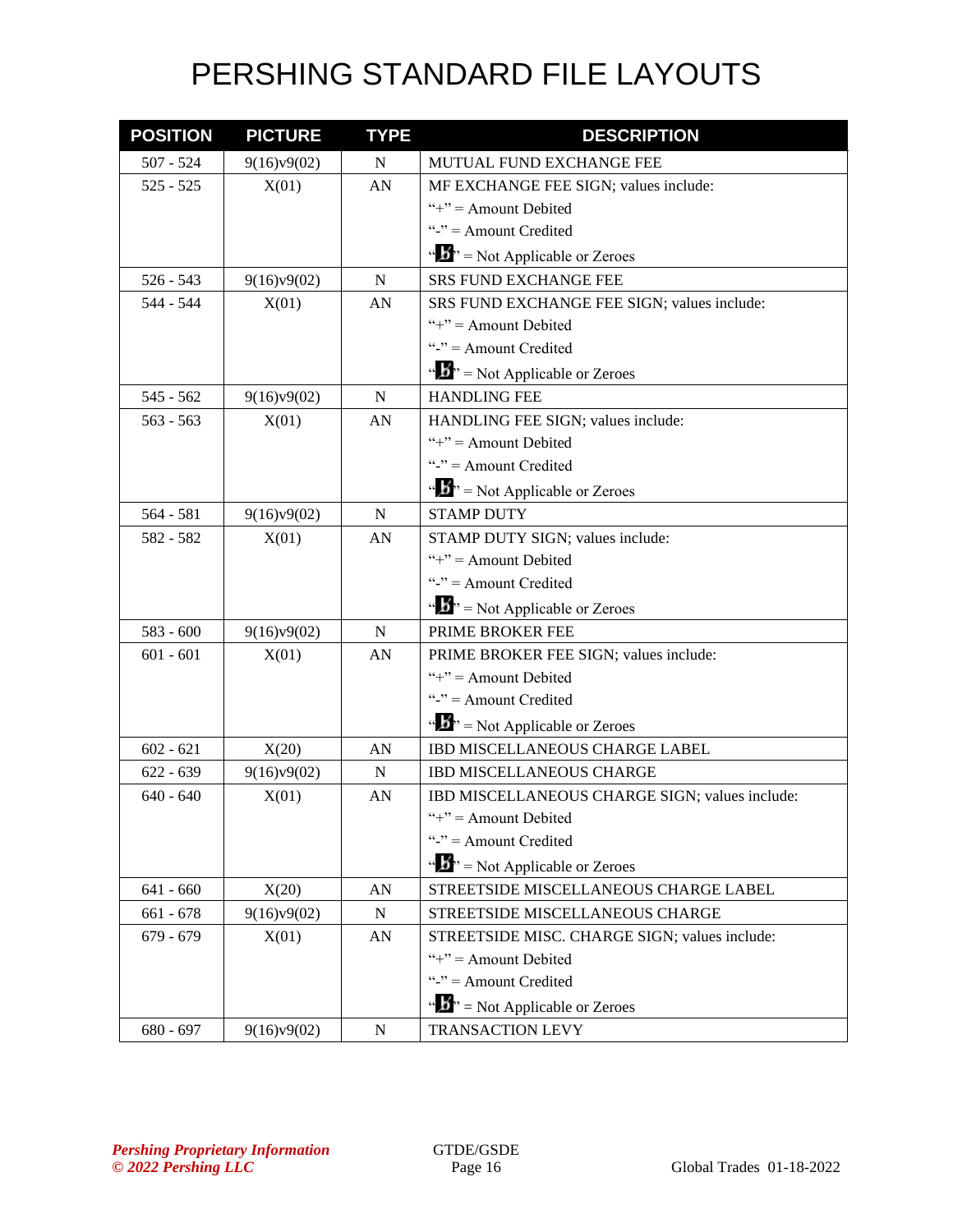# PERSHING STANDARD FILE LAYOUTS

| POSITION | PICTURE | TYPE | DESCRIPTION |
|---|---|---|---|
| 507 - 524 | 9(16)v9(02) | N | MUTUAL FUND EXCHANGE FEE |
| 525 - 525 | X(01) | AN | MF EXCHANGE FEE SIGN; values include:<br>"+" = Amount Debited<br>"-" = Amount Credited<br>"b̸" = Not Applicable or Zeroes |
| 526 - 543 | 9(16)v9(02) | N | SRS FUND EXCHANGE FEE |
| 544 - 544 | X(01) | AN | SRS FUND EXCHANGE FEE SIGN; values include:<br>"+" = Amount Debited<br>"-" = Amount Credited<br>"b̸" = Not Applicable or Zeroes |
| 545 - 562 | 9(16)v9(02) | N | HANDLING FEE |
| 563 - 563 | X(01) | AN | HANDLING FEE SIGN; values include:<br>"+" = Amount Debited<br>"-" = Amount Credited<br>"b̸" = Not Applicable or Zeroes |
| 564 - 581 | 9(16)v9(02) | N | STAMP DUTY |
| 582 - 582 | X(01) | AN | STAMP DUTY SIGN; values include:<br>"+" = Amount Debited<br>"-" = Amount Credited<br>"b̸" = Not Applicable or Zeroes |
| 583 - 600 | 9(16)v9(02) | N | PRIME BROKER FEE |
| 601 - 601 | X(01) | AN | PRIME BROKER FEE SIGN; values include:<br>"+" = Amount Debited<br>"-" = Amount Credited<br>"b̸" = Not Applicable or Zeroes |
| 602 - 621 | X(20) | AN | IBD MISCELLANEOUS CHARGE LABEL |
| 622 - 639 | 9(16)v9(02) | N | IBD MISCELLANEOUS CHARGE |
| 640 - 640 | X(01) | AN | IBD MISCELLANEOUS CHARGE SIGN; values include:<br>"+" = Amount Debited<br>"-" = Amount Credited<br>"b̸" = Not Applicable or Zeroes |
| 641 - 660 | X(20) | AN | STREETSIDE MISCELLANEOUS CHARGE LABEL |
| 661 - 678 | 9(16)v9(02) | N | STREETSIDE MISCELLANEOUS CHARGE |
| 679 - 679 | X(01) | AN | STREETSIDE MISC. CHARGE SIGN; values include:<br>"+" = Amount Debited<br>"-" = Amount Credited<br>"b̸" = Not Applicable or Zeroes |
| 680 - 697 | 9(16)v9(02) | N | TRANSACTION LEVY |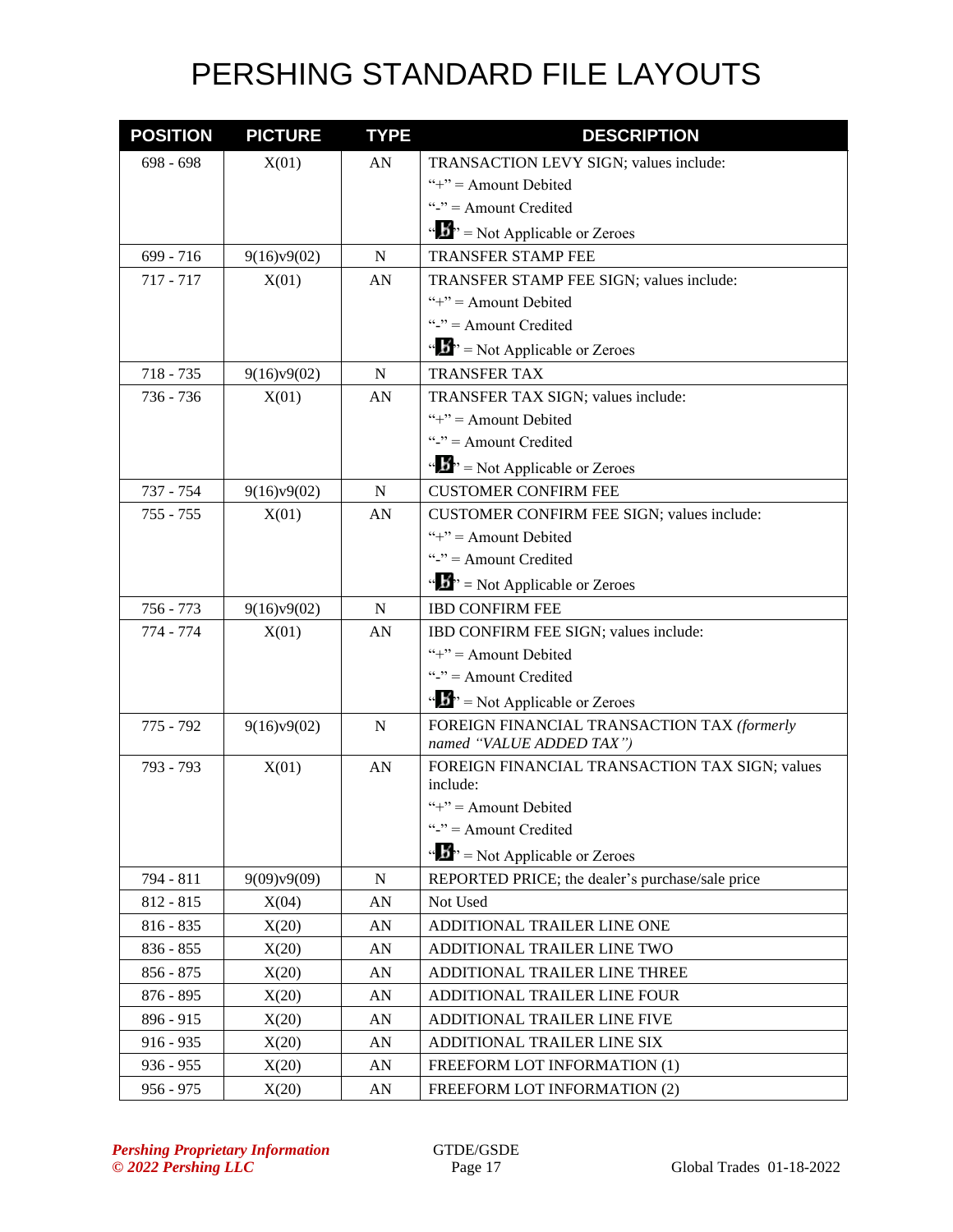# PERSHING STANDARD FILE LAYOUTS

| POSITION | PICTURE | TYPE | DESCRIPTION |
|---|---|---|---|
| 698 - 698 | X(01) | AN | TRANSACTION LEVY SIGN; values include:<br>"+" = Amount Debited<br>"-" = Amount Credited<br>"b̸" = Not Applicable or Zeroes |
| 699 - 716 | 9(16)v9(02) | N | TRANSFER STAMP FEE |
| 717 - 717 | X(01) | AN | TRANSFER STAMP FEE SIGN; values include:<br>"+" = Amount Debited<br>"-" = Amount Credited<br>"b̸" = Not Applicable or Zeroes |
| 718 - 735 | 9(16)v9(02) | N | TRANSFER TAX |
| 736 - 736 | X(01) | AN | TRANSFER TAX SIGN; values include:<br>"+" = Amount Debited<br>"-" = Amount Credited<br>"b̸" = Not Applicable or Zeroes |
| 737 - 754 | 9(16)v9(02) | N | CUSTOMER CONFIRM FEE |
| 755 - 755 | X(01) | AN | CUSTOMER CONFIRM FEE SIGN; values include:<br>"+" = Amount Debited<br>"-" = Amount Credited<br>"b̸" = Not Applicable or Zeroes |
| 756 - 773 | 9(16)v9(02) | N | IBD CONFIRM FEE |
| 774 - 774 | X(01) | AN | IBD CONFIRM FEE SIGN; values include:<br>"+" = Amount Debited<br>"-" = Amount Credited<br>"b̸" = Not Applicable or Zeroes |
| 775 - 792 | 9(16)v9(02) | N | FOREIGN FINANCIAL TRANSACTION TAX *(formerly named "VALUE ADDED TAX")* |
| 793 - 793 | X(01) | AN | FOREIGN FINANCIAL TRANSACTION TAX SIGN; values include:<br>"+" = Amount Debited<br>"-" = Amount Credited<br>"b̸" = Not Applicable or Zeroes |
| 794 - 811 | 9(09)v9(09) | N | REPORTED PRICE; the dealer's purchase/sale price |
| 812 - 815 | X(04) | AN | Not Used |
| 816 - 835 | X(20) | AN | ADDITIONAL TRAILER LINE ONE |
| 836 - 855 | X(20) | AN | ADDITIONAL TRAILER LINE TWO |
| 856 - 875 | X(20) | AN | ADDITIONAL TRAILER LINE THREE |
| 876 - 895 | X(20) | AN | ADDITIONAL TRAILER LINE FOUR |
| 896 - 915 | X(20) | AN | ADDITIONAL TRAILER LINE FIVE |
| 916 - 935 | X(20) | AN | ADDITIONAL TRAILER LINE SIX |
| 936 - 955 | X(20) | AN | FREEFORM LOT INFORMATION (1) |
| 956 - 975 | X(20) | AN | FREEFORM LOT INFORMATION (2) |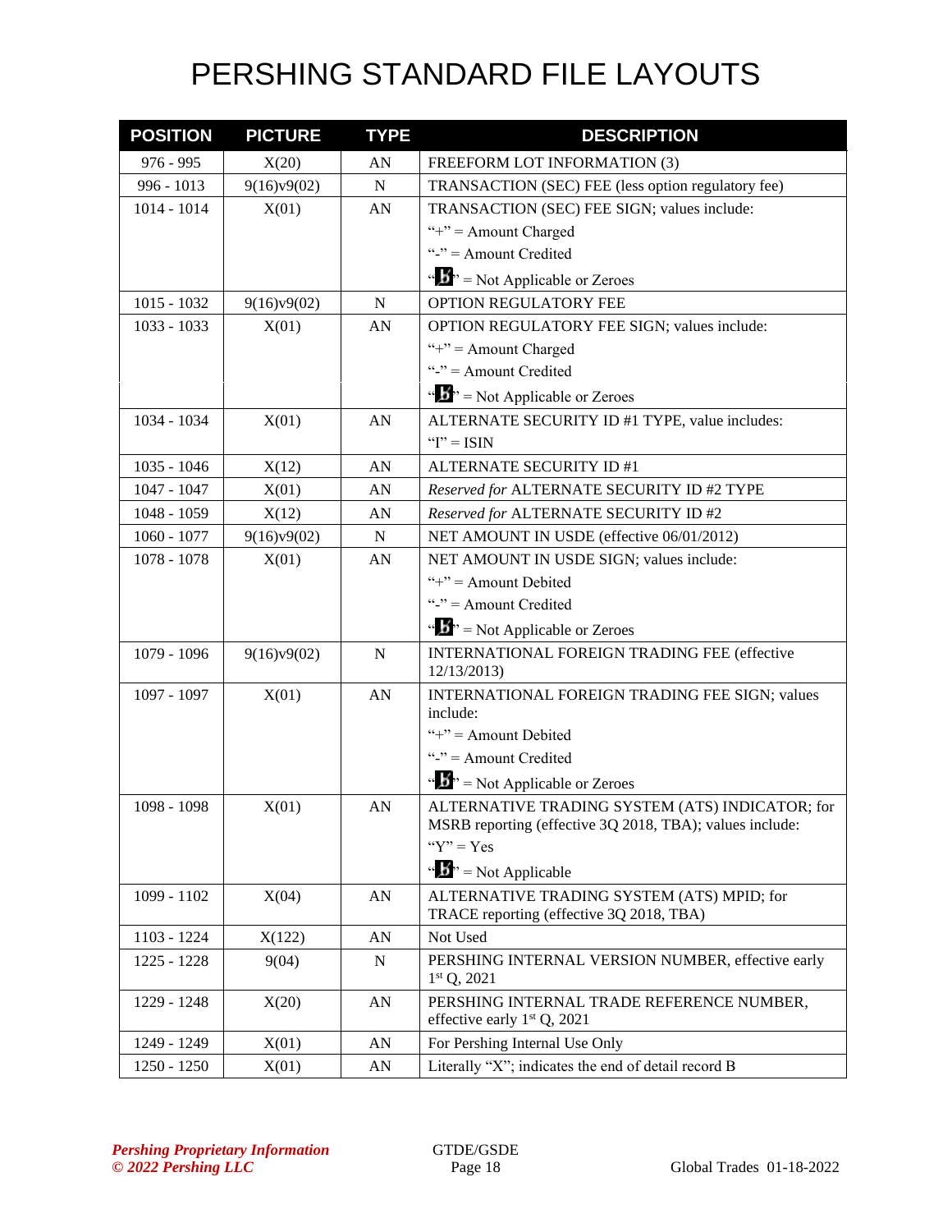# PERSHING STANDARD FILE LAYOUTS

| POSITION | PICTURE | TYPE | DESCRIPTION |
|---|---|---|---|
| 976 - 995 | X(20) | AN | FREEFORM LOT INFORMATION (3) |
| 996 - 1013 | 9(16)v9(02) | N | TRANSACTION (SEC) FEE (less option regulatory fee) |
| 1014 - 1014 | X(01) | AN | TRANSACTION (SEC) FEE SIGN; values include:<br>"+" = Amount Charged<br>"-" = Amount Credited<br>"b̸" = Not Applicable or Zeroes |
| 1015 - 1032 | 9(16)v9(02) | N | OPTION REGULATORY FEE |
| 1033 - 1033 | X(01) | AN | OPTION REGULATORY FEE SIGN; values include:<br>"+" = Amount Charged<br>"-" = Amount Credited<br>"b̸" = Not Applicable or Zeroes |
| 1034 - 1034 | X(01) | AN | ALTERNATE SECURITY ID #1 TYPE, value includes:<br>"I" = ISIN |
| 1035 - 1046 | X(12) | AN | ALTERNATE SECURITY ID #1 |
| 1047 - 1047 | X(01) | AN | *Reserved for* ALTERNATE SECURITY ID #2 TYPE |
| 1048 - 1059 | X(12) | AN | *Reserved for* ALTERNATE SECURITY ID #2 |
| 1060 - 1077 | 9(16)v9(02) | N | NET AMOUNT IN USDE (effective 06/01/2012) |
| 1078 - 1078 | X(01) | AN | NET AMOUNT IN USDE SIGN; values include:<br>"+" = Amount Debited<br>"-" = Amount Credited<br>"b̸" = Not Applicable or Zeroes |
| 1079 - 1096 | 9(16)v9(02) | N | INTERNATIONAL FOREIGN TRADING FEE (effective 12/13/2013) |
| 1097 - 1097 | X(01) | AN | INTERNATIONAL FOREIGN TRADING FEE SIGN; values include:<br>"+" = Amount Debited<br>"-" = Amount Credited<br>"b̸" = Not Applicable or Zeroes |
| 1098 - 1098 | X(01) | AN | ALTERNATIVE TRADING SYSTEM (ATS) INDICATOR; for MSRB reporting (effective 3Q 2018, TBA); values include:<br>"Y" = Yes<br>"b̸" = Not Applicable |
| 1099 - 1102 | X(04) | AN | ALTERNATIVE TRADING SYSTEM (ATS) MPID; for TRACE reporting (effective 3Q 2018, TBA) |
| 1103 - 1224 | X(122) | AN | Not Used |
| 1225 - 1228 | 9(04) | N | PERSHING INTERNAL VERSION NUMBER, effective early 1st Q, 2021 |
| 1229 - 1248 | X(20) | AN | PERSHING INTERNAL TRADE REFERENCE NUMBER, effective early 1st Q, 2021 |
| 1249 - 1249 | X(01) | AN | For Pershing Internal Use Only |
| 1250 - 1250 | X(01) | AN | Literally "X"; indicates the end of detail record B |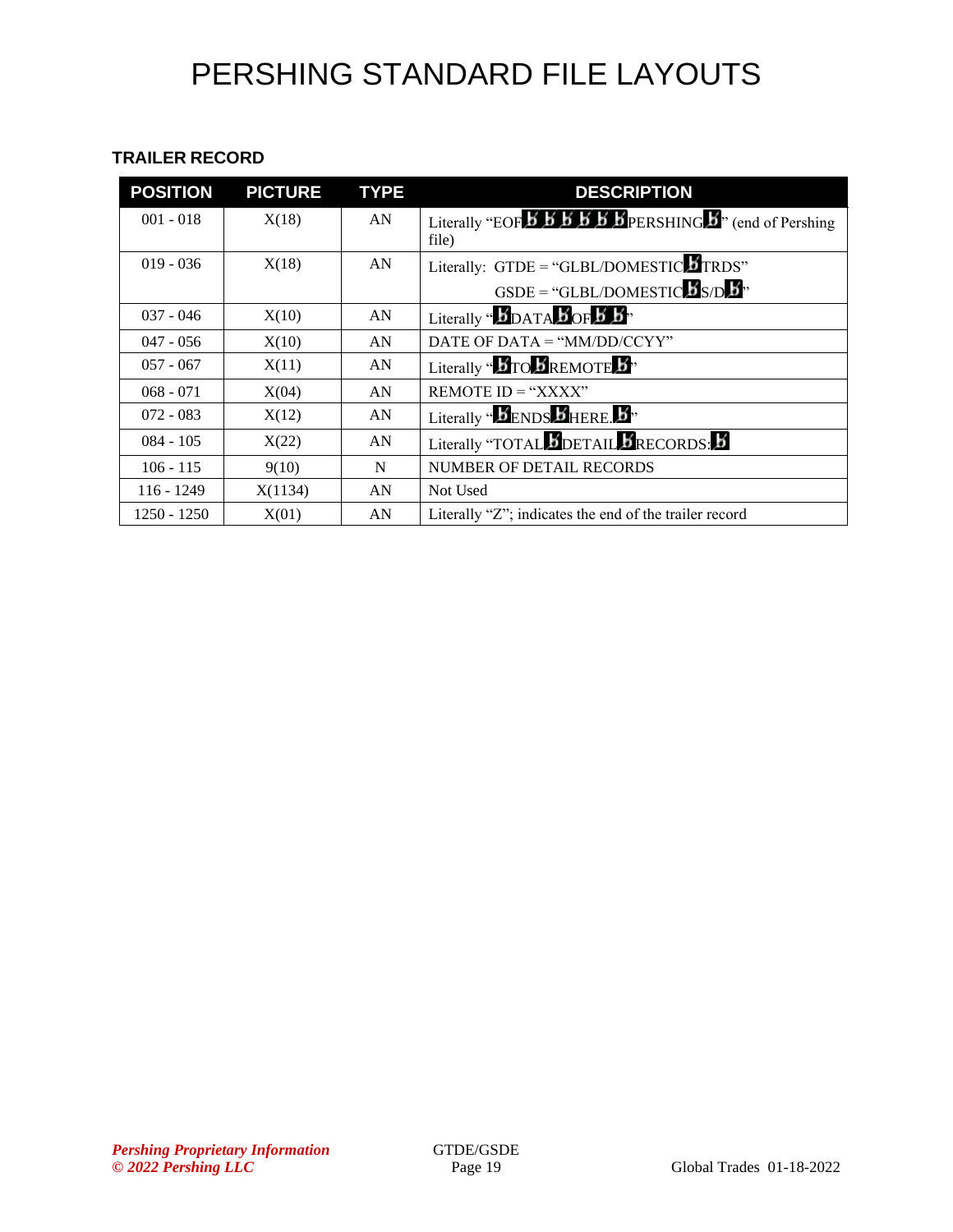### TRAILER RECORD

| POSITION | PICTURE | TYPE | DESCRIPTION |
|---|---|---|---|
| 001 - 018 | X(18) | AN | Literally "EOFƀƀƀƀƀƀPERSHINGƀ" (end of Pershing file) |
| 019 - 036 | X(18) | AN | Literally: GTDE = "GLBL/DOMESTICƀTRDS"<br>GSDE = "GLBL/DOMESTICƀS/Dƀ" |
| 037 - 046 | X(10) | AN | Literally "ƀDATAƀOFƀƀ" |
| 047 - 056 | X(10) | AN | DATE OF DATA = "MM/DD/CCYY" |
| 057 - 067 | X(11) | AN | Literally "ƀTOƀREMOTEƀ" |
| 068 - 071 | X(04) | AN | REMOTE ID = "XXXX" |
| 072 - 083 | X(12) | AN | Literally "ƀENDSƀHERE.ƀ" |
| 084 - 105 | X(22) | AN | Literally "TOTALƀDETAILƀRECORDS:ƀ |
| 106 - 115 | 9(10) | N | NUMBER OF DETAIL RECORDS |
| 116 - 1249 | X(1134) | AN | Not Used |
| 1250 - 1250 | X(01) | AN | Literally "Z"; indicates the end of the trailer record |